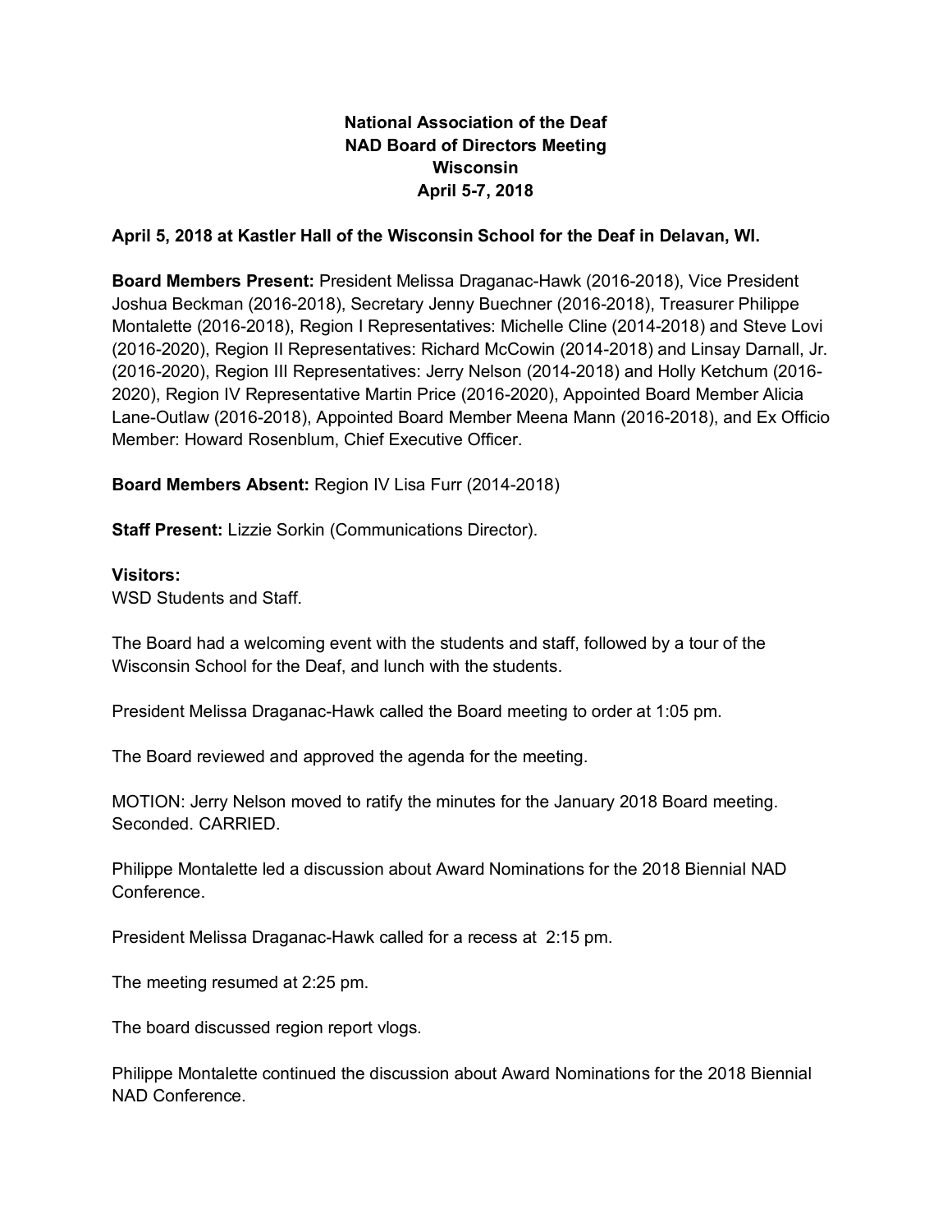**National Association of the Deaf**
**NAD Board of Directors Meeting**
**Wisconsin**
**April 5-7, 2018**

**April 5, 2018 at Kastler Hall of the Wisconsin School for the Deaf in Delavan, WI.**

**Board Members Present:** President Melissa Draganac-Hawk (2016-2018), Vice President Joshua Beckman (2016-2018), Secretary Jenny Buechner (2016-2018), Treasurer Philippe Montalette (2016-2018), Region I Representatives: Michelle Cline (2014-2018) and Steve Lovi (2016-2020), Region II Representatives: Richard McCowin (2014-2018) and Linsay Darnall, Jr. (2016-2020), Region III Representatives: Jerry Nelson (2014-2018) and Holly Ketchum (2016-2020), Region IV Representative Martin Price (2016-2020), Appointed Board Member Alicia Lane-Outlaw (2016-2018), Appointed Board Member Meena Mann (2016-2018), and Ex Officio Member: Howard Rosenblum, Chief Executive Officer.

**Board Members Absent:** Region IV Lisa Furr (2014-2018)

**Staff Present:** Lizzie Sorkin (Communications Director).

**Visitors:**
WSD Students and Staff.

The Board had a welcoming event with the students and staff, followed by a tour of the Wisconsin School for the Deaf, and lunch with the students.

President Melissa Draganac-Hawk called the Board meeting to order at 1:05 pm.

The Board reviewed and approved the agenda for the meeting.

MOTION: Jerry Nelson moved to ratify the minutes for the January 2018 Board meeting. Seconded. CARRIED.

Philippe Montalette led a discussion about Award Nominations for the 2018 Biennial NAD Conference.

President Melissa Draganac-Hawk called for a recess at 2:15 pm.

The meeting resumed at 2:25 pm.

The board discussed region report vlogs.

Philippe Montalette continued the discussion about Award Nominations for the 2018 Biennial NAD Conference.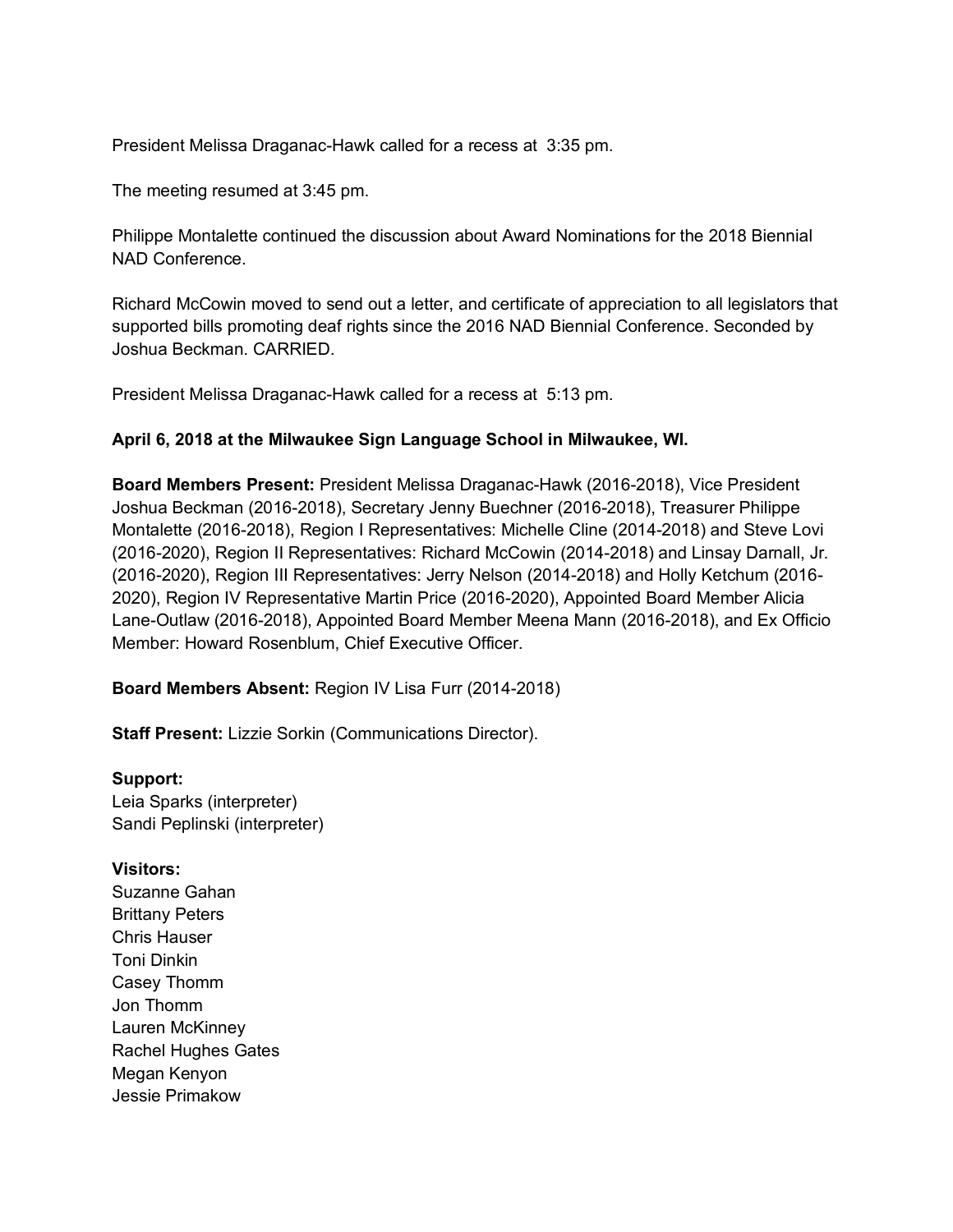President Melissa Draganac-Hawk called for a recess at 3:35 pm.

The meeting resumed at 3:45 pm.

Philippe Montalette continued the discussion about Award Nominations for the 2018 Biennial NAD Conference.

Richard McCowin moved to send out a letter, and certificate of appreciation to all legislators that supported bills promoting deaf rights since the 2016 NAD Biennial Conference. Seconded by Joshua Beckman. CARRIED.

President Melissa Draganac-Hawk called for a recess at 5:13 pm.

**April 6, 2018 at the Milwaukee Sign Language School in Milwaukee, WI.**

**Board Members Present:** President Melissa Draganac-Hawk (2016-2018), Vice President Joshua Beckman (2016-2018), Secretary Jenny Buechner (2016-2018), Treasurer Philippe Montalette (2016-2018), Region I Representatives: Michelle Cline (2014-2018) and Steve Lovi (2016-2020), Region II Representatives: Richard McCowin (2014-2018) and Linsay Darnall, Jr. (2016-2020), Region III Representatives: Jerry Nelson (2014-2018) and Holly Ketchum (2016-2020), Region IV Representative Martin Price (2016-2020), Appointed Board Member Alicia Lane-Outlaw (2016-2018), Appointed Board Member Meena Mann (2016-2018), and Ex Officio Member: Howard Rosenblum, Chief Executive Officer.

**Board Members Absent:** Region IV Lisa Furr (2014-2018)

**Staff Present:** Lizzie Sorkin (Communications Director).

**Support:**
Leia Sparks (interpreter)
Sandi Peplinski (interpreter)

**Visitors:**
Suzanne Gahan
Brittany Peters
Chris Hauser
Toni Dinkin
Casey Thomm
Jon Thomm
Lauren McKinney
Rachel Hughes Gates
Megan Kenyon
Jessie Primakow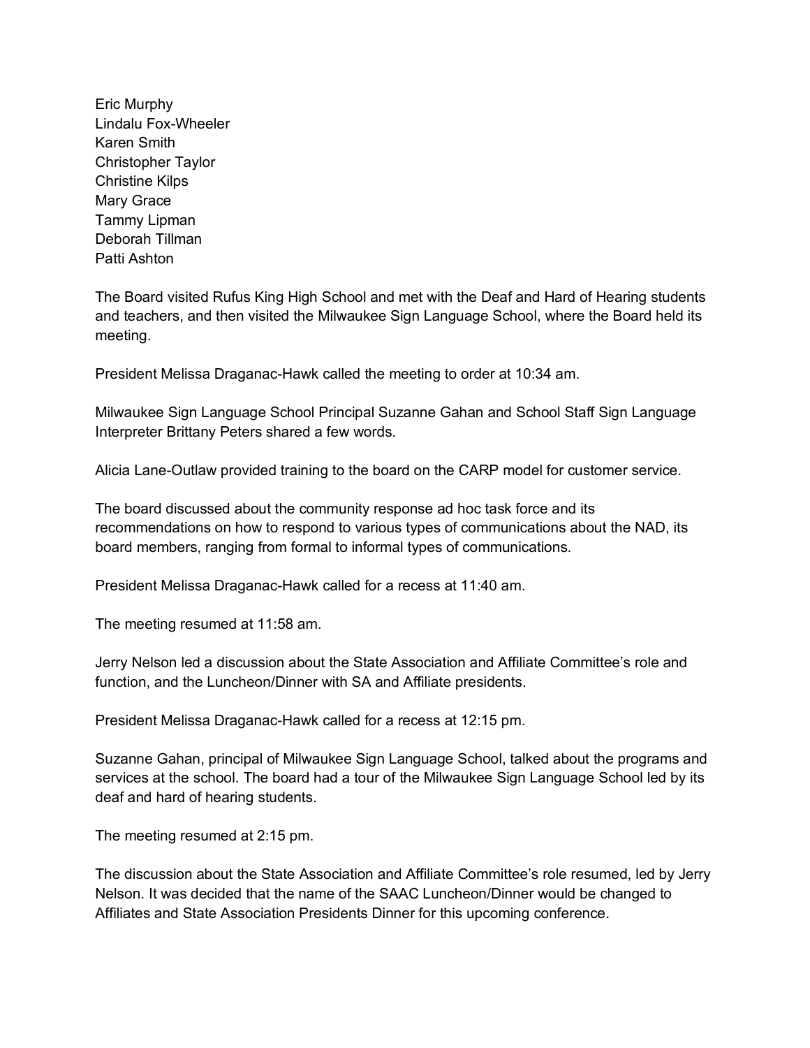Eric Murphy
Lindalu Fox-Wheeler
Karen Smith
Christopher Taylor
Christine Kilps
Mary Grace
Tammy Lipman
Deborah Tillman
Patti Ashton

The Board visited Rufus King High School and met with the Deaf and Hard of Hearing students and teachers, and then visited the Milwaukee Sign Language School, where the Board held its meeting.

President Melissa Draganac-Hawk called the meeting to order at 10:34 am.

Milwaukee Sign Language School Principal Suzanne Gahan and School Staff Sign Language Interpreter Brittany Peters shared a few words.

Alicia Lane-Outlaw provided training to the board on the CARP model for customer service.

The board discussed about the community response ad hoc task force and its recommendations on how to respond to various types of communications about the NAD, its board members, ranging from formal to informal types of communications.

President Melissa Draganac-Hawk called for a recess at 11:40 am.

The meeting resumed at 11:58 am.

Jerry Nelson led a discussion about the State Association and Affiliate Committee's role and function, and the Luncheon/Dinner with SA and Affiliate presidents.

President Melissa Draganac-Hawk called for a recess at 12:15 pm.

Suzanne Gahan, principal of Milwaukee Sign Language School, talked about the programs and services at the school. The board had a tour of the Milwaukee Sign Language School led by its deaf and hard of hearing students.

The meeting resumed at 2:15 pm.

The discussion about the State Association and Affiliate Committee's role resumed, led by Jerry Nelson. It was decided that the name of the SAAC Luncheon/Dinner would be changed to Affiliates and State Association Presidents Dinner for this upcoming conference.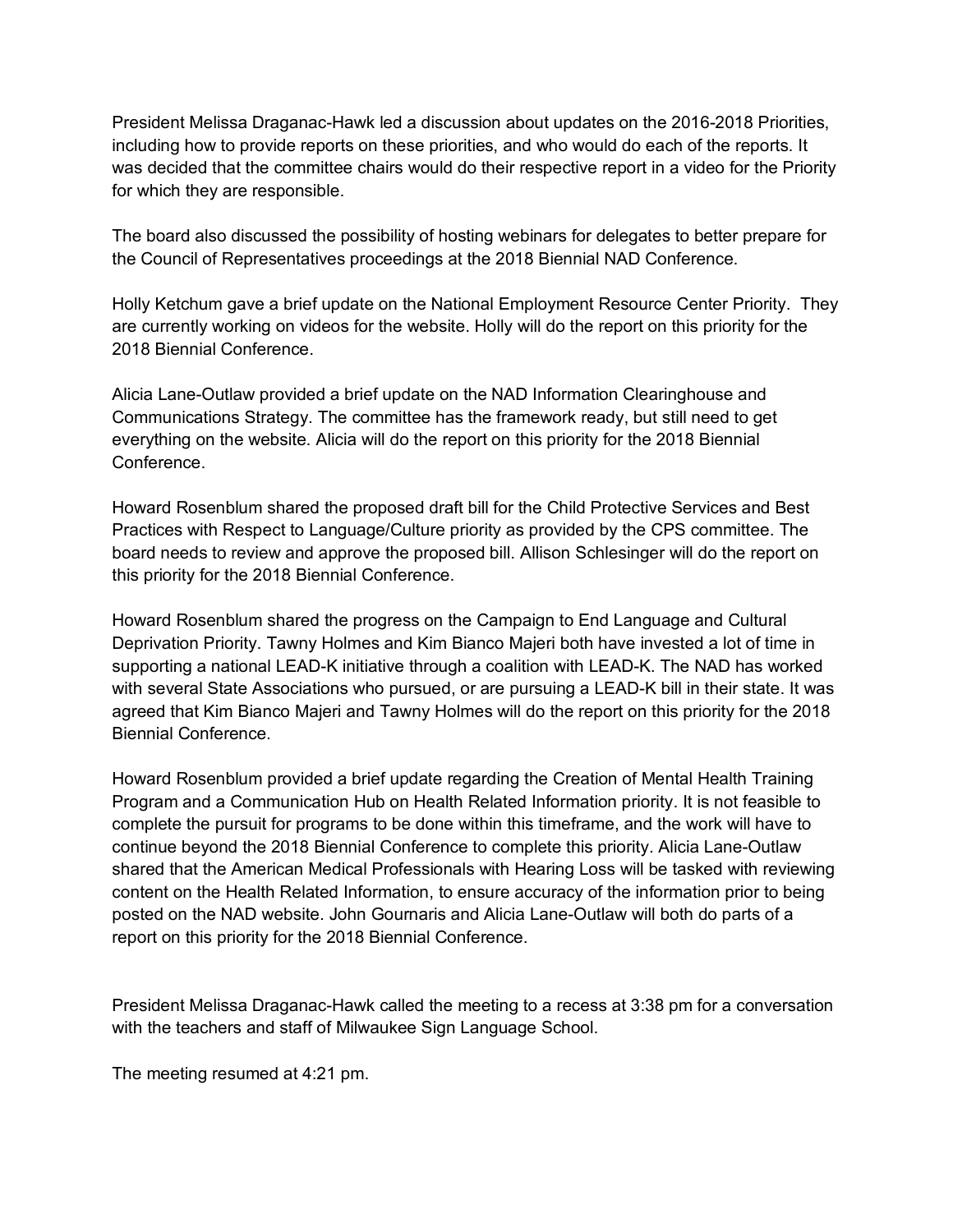President Melissa Draganac-Hawk led a discussion about updates on the 2016-2018 Priorities, including how to provide reports on these priorities, and who would do each of the reports. It was decided that the committee chairs would do their respective report in a video for the Priority for which they are responsible.

The board also discussed the possibility of hosting webinars for delegates to better prepare for the Council of Representatives proceedings at the 2018 Biennial NAD Conference.

Holly Ketchum gave a brief update on the National Employment Resource Center Priority. They are currently working on videos for the website. Holly will do the report on this priority for the 2018 Biennial Conference.

Alicia Lane-Outlaw provided a brief update on the NAD Information Clearinghouse and Communications Strategy. The committee has the framework ready, but still need to get everything on the website. Alicia will do the report on this priority for the 2018 Biennial Conference.

Howard Rosenblum shared the proposed draft bill for the Child Protective Services and Best Practices with Respect to Language/Culture priority as provided by the CPS committee. The board needs to review and approve the proposed bill. Allison Schlesinger will do the report on this priority for the 2018 Biennial Conference.

Howard Rosenblum shared the progress on the Campaign to End Language and Cultural Deprivation Priority. Tawny Holmes and Kim Bianco Majeri both have invested a lot of time in supporting a national LEAD-K initiative through a coalition with LEAD-K. The NAD has worked with several State Associations who pursued, or are pursuing a LEAD-K bill in their state. It was agreed that Kim Bianco Majeri and Tawny Holmes will do the report on this priority for the 2018 Biennial Conference.

Howard Rosenblum provided a brief update regarding the Creation of Mental Health Training Program and a Communication Hub on Health Related Information priority. It is not feasible to complete the pursuit for programs to be done within this timeframe, and the work will have to continue beyond the 2018 Biennial Conference to complete this priority. Alicia Lane-Outlaw shared that the American Medical Professionals with Hearing Loss will be tasked with reviewing content on the Health Related Information, to ensure accuracy of the information prior to being posted on the NAD website. John Gournaris and Alicia Lane-Outlaw will both do parts of a report on this priority for the 2018 Biennial Conference.

President Melissa Draganac-Hawk called the meeting to a recess at 3:38 pm for a conversation with the teachers and staff of Milwaukee Sign Language School.

The meeting resumed at 4:21 pm.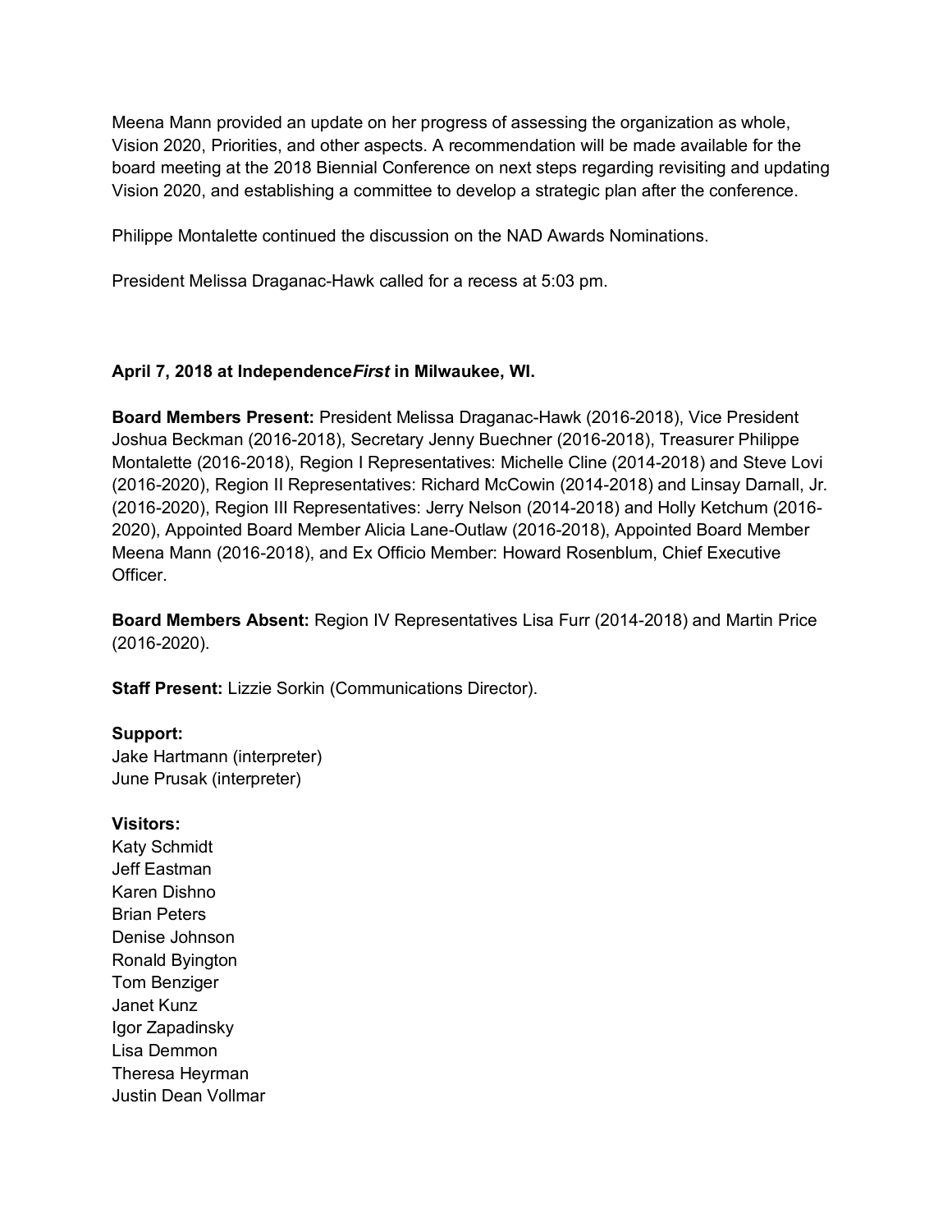Meena Mann provided an update on her progress of assessing the organization as whole, Vision 2020, Priorities, and other aspects. A recommendation will be made available for the board meeting at the 2018 Biennial Conference on next steps regarding revisiting and updating Vision 2020, and establishing a committee to develop a strategic plan after the conference.

Philippe Montalette continued the discussion on the NAD Awards Nominations.

President Melissa Draganac-Hawk called for a recess at 5:03 pm.

**April 7, 2018 at Independence*First* in Milwaukee, WI.**

**Board Members Present:** President Melissa Draganac-Hawk (2016-2018), Vice President Joshua Beckman (2016-2018), Secretary Jenny Buechner (2016-2018), Treasurer Philippe Montalette (2016-2018), Region I Representatives: Michelle Cline (2014-2018) and Steve Lovi (2016-2020), Region II Representatives: Richard McCowin (2014-2018) and Linsay Darnall, Jr. (2016-2020), Region III Representatives: Jerry Nelson (2014-2018) and Holly Ketchum (2016-2020), Appointed Board Member Alicia Lane-Outlaw (2016-2018), Appointed Board Member Meena Mann (2016-2018), and Ex Officio Member: Howard Rosenblum, Chief Executive Officer.

**Board Members Absent:** Region IV Representatives Lisa Furr (2014-2018) and Martin Price (2016-2020).

**Staff Present:** Lizzie Sorkin (Communications Director).

**Support:**
Jake Hartmann (interpreter)
June Prusak (interpreter)

**Visitors:**
Katy Schmidt
Jeff Eastman
Karen Dishno
Brian Peters
Denise Johnson
Ronald Byington
Tom Benziger
Janet Kunz
Igor Zapadinsky
Lisa Demmon
Theresa Heyrman
Justin Dean Vollmar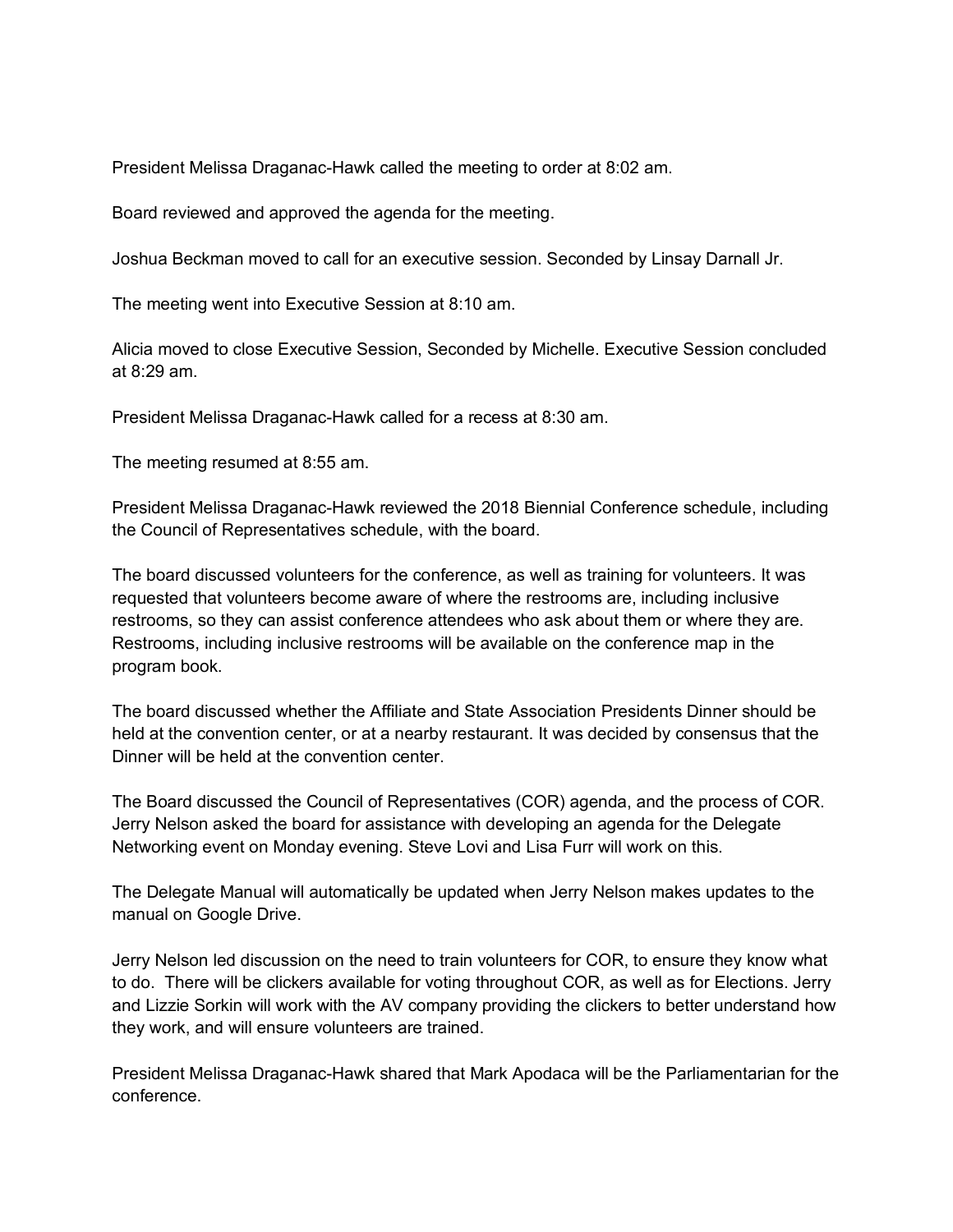President Melissa Draganac-Hawk called the meeting to order at 8:02 am.

Board reviewed and approved the agenda for the meeting.

Joshua Beckman moved to call for an executive session. Seconded by Linsay Darnall Jr.

The meeting went into Executive Session at 8:10 am.

Alicia moved to close Executive Session, Seconded by Michelle. Executive Session concluded at 8:29 am.

President Melissa Draganac-Hawk called for a recess at 8:30 am.

The meeting resumed at 8:55 am.

President Melissa Draganac-Hawk reviewed the 2018 Biennial Conference schedule, including the Council of Representatives schedule, with the board.

The board discussed volunteers for the conference, as well as training for volunteers. It was requested that volunteers become aware of where the restrooms are, including inclusive restrooms, so they can assist conference attendees who ask about them or where they are. Restrooms, including inclusive restrooms will be available on the conference map in the program book.

The board discussed whether the Affiliate and State Association Presidents Dinner should be held at the convention center, or at a nearby restaurant. It was decided by consensus that the Dinner will be held at the convention center.

The Board discussed the Council of Representatives (COR) agenda, and the process of COR. Jerry Nelson asked the board for assistance with developing an agenda for the Delegate Networking event on Monday evening. Steve Lovi and Lisa Furr will work on this.

The Delegate Manual will automatically be updated when Jerry Nelson makes updates to the manual on Google Drive.

Jerry Nelson led discussion on the need to train volunteers for COR, to ensure they know what to do. There will be clickers available for voting throughout COR, as well as for Elections. Jerry and Lizzie Sorkin will work with the AV company providing the clickers to better understand how they work, and will ensure volunteers are trained.

President Melissa Draganac-Hawk shared that Mark Apodaca will be the Parliamentarian for the conference.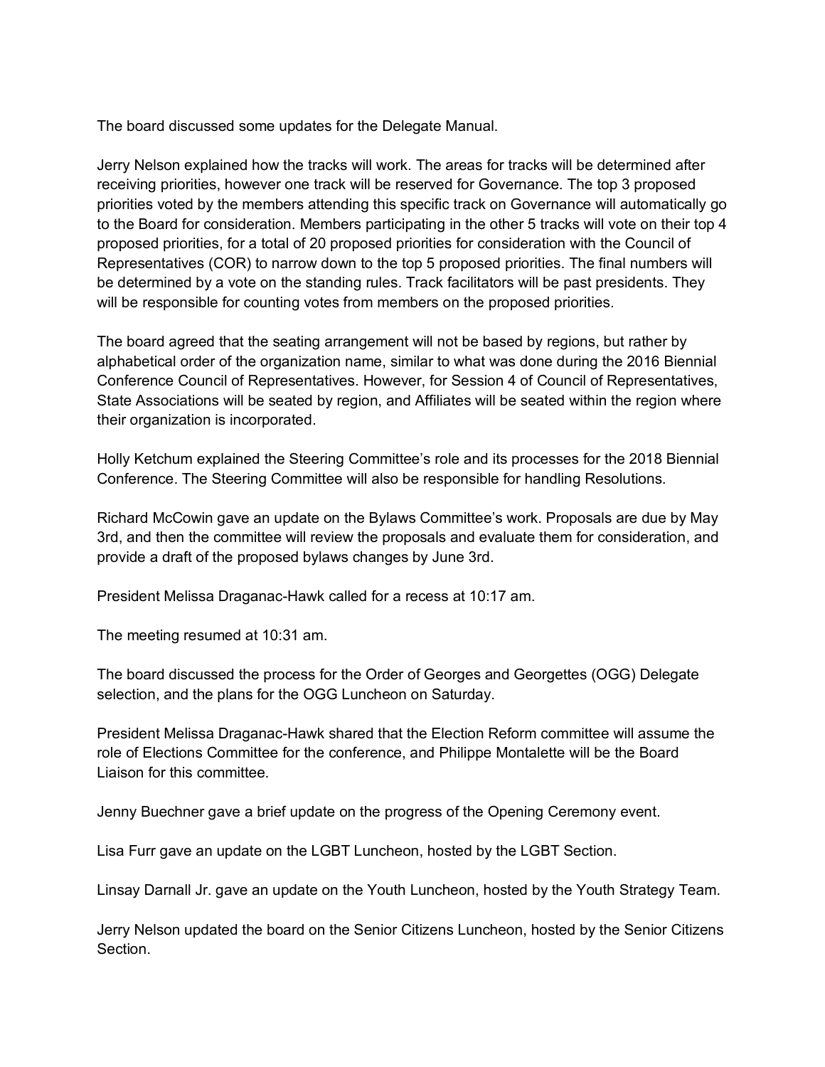The board discussed some updates for the Delegate Manual.

Jerry Nelson explained how the tracks will work. The areas for tracks will be determined after receiving priorities, however one track will be reserved for Governance. The top 3 proposed priorities voted by the members attending this specific track on Governance will automatically go to the Board for consideration. Members participating in the other 5 tracks will vote on their top 4 proposed priorities, for a total of 20 proposed priorities for consideration with the Council of Representatives (COR) to narrow down to the top 5 proposed priorities. The final numbers will be determined by a vote on the standing rules. Track facilitators will be past presidents. They will be responsible for counting votes from members on the proposed priorities.

The board agreed that the seating arrangement will not be based by regions, but rather by alphabetical order of the organization name, similar to what was done during the 2016 Biennial Conference Council of Representatives. However, for Session 4 of Council of Representatives, State Associations will be seated by region, and Affiliates will be seated within the region where their organization is incorporated.

Holly Ketchum explained the Steering Committee's role and its processes for the 2018 Biennial Conference. The Steering Committee will also be responsible for handling Resolutions.

Richard McCowin gave an update on the Bylaws Committee's work. Proposals are due by May 3rd, and then the committee will review the proposals and evaluate them for consideration, and provide a draft of the proposed bylaws changes by June 3rd.

President Melissa Draganac-Hawk called for a recess at 10:17 am.

The meeting resumed at 10:31 am.

The board discussed the process for the Order of Georges and Georgettes (OGG) Delegate selection, and the plans for the OGG Luncheon on Saturday.

President Melissa Draganac-Hawk shared that the Election Reform committee will assume the role of Elections Committee for the conference, and Philippe Montalette will be the Board Liaison for this committee.

Jenny Buechner gave a brief update on the progress of the Opening Ceremony event.

Lisa Furr gave an update on the LGBT Luncheon, hosted by the LGBT Section.

Linsay Darnall Jr. gave an update on the Youth Luncheon, hosted by the Youth Strategy Team.

Jerry Nelson updated the board on the Senior Citizens Luncheon, hosted by the Senior Citizens Section.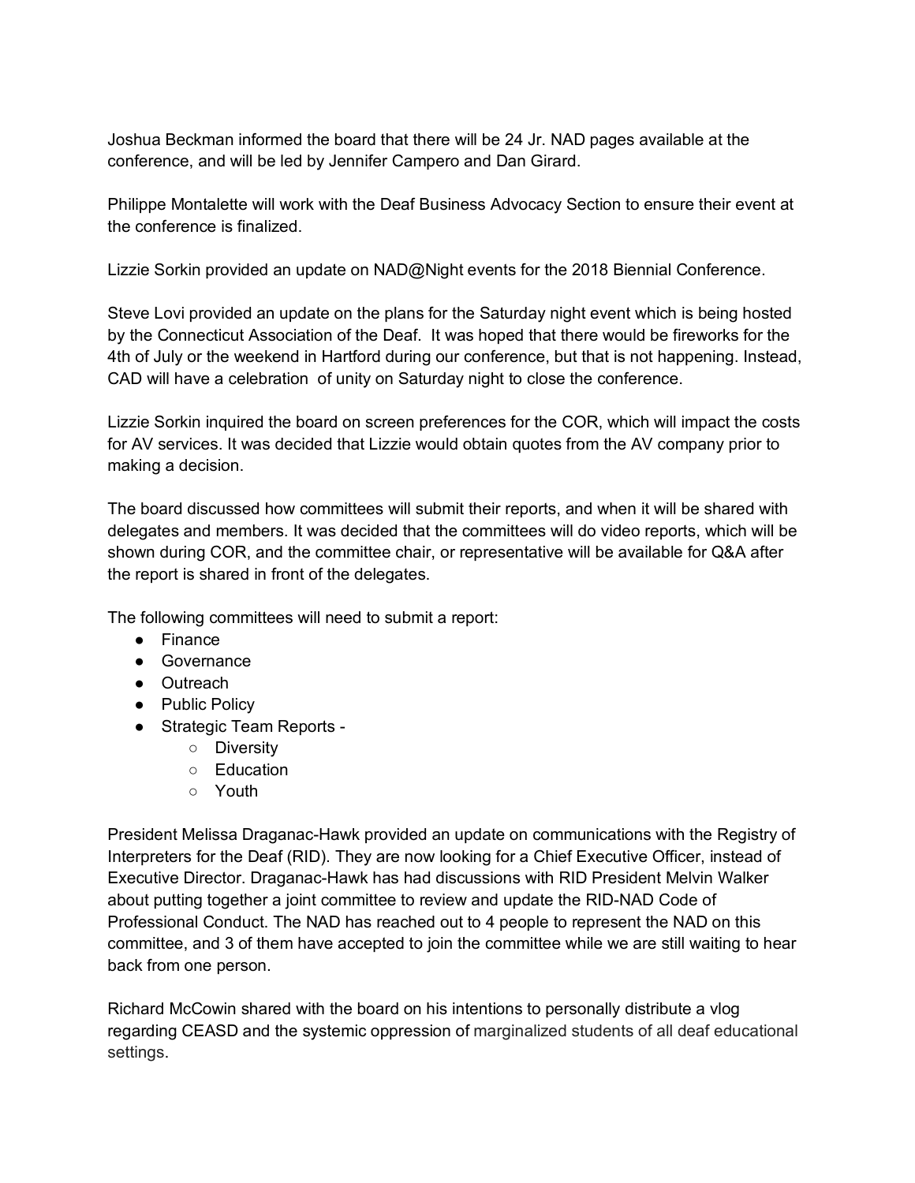Joshua Beckman informed the board that there will be 24 Jr. NAD pages available at the conference, and will be led by Jennifer Campero and Dan Girard.

Philippe Montalette will work with the Deaf Business Advocacy Section to ensure their event at the conference is finalized.

Lizzie Sorkin provided an update on NAD@Night events for the 2018 Biennial Conference.

Steve Lovi provided an update on the plans for the Saturday night event which is being hosted by the Connecticut Association of the Deaf. It was hoped that there would be fireworks for the 4th of July or the weekend in Hartford during our conference, but that is not happening. Instead, CAD will have a celebration of unity on Saturday night to close the conference.

Lizzie Sorkin inquired the board on screen preferences for the COR, which will impact the costs for AV services. It was decided that Lizzie would obtain quotes from the AV company prior to making a decision.

The board discussed how committees will submit their reports, and when it will be shared with delegates and members. It was decided that the committees will do video reports, which will be shown during COR, and the committee chair, or representative will be available for Q&A after the report is shared in front of the delegates.

The following committees will need to submit a report:

- Finance
- Governance
- Outreach
- Public Policy
- Strategic Team Reports -
    - Diversity
    - Education
    - Youth

President Melissa Draganac-Hawk provided an update on communications with the Registry of Interpreters for the Deaf (RID). They are now looking for a Chief Executive Officer, instead of Executive Director. Draganac-Hawk has had discussions with RID President Melvin Walker about putting together a joint committee to review and update the RID-NAD Code of Professional Conduct. The NAD has reached out to 4 people to represent the NAD on this committee, and 3 of them have accepted to join the committee while we are still waiting to hear back from one person.

Richard McCowin shared with the board on his intentions to personally distribute a vlog regarding CEASD and the systemic oppression of marginalized students of all deaf educational settings.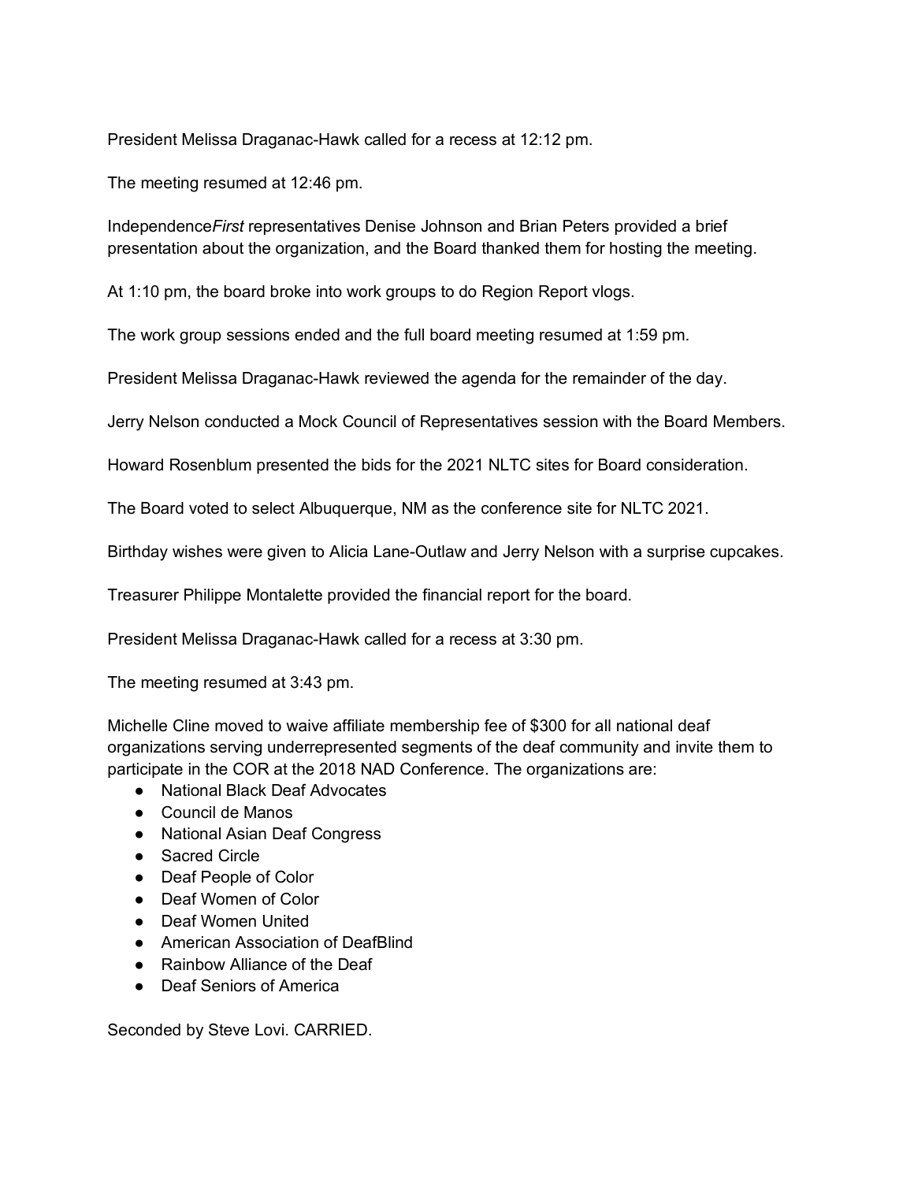President Melissa Draganac-Hawk called for a recess at 12:12 pm.

The meeting resumed at 12:46 pm.

Independence*First* representatives Denise Johnson and Brian Peters provided a brief presentation about the organization, and the Board thanked them for hosting the meeting.

At 1:10 pm, the board broke into work groups to do Region Report vlogs.

The work group sessions ended and the full board meeting resumed at 1:59 pm.

President Melissa Draganac-Hawk reviewed the agenda for the remainder of the day.

Jerry Nelson conducted a Mock Council of Representatives session with the Board Members.

Howard Rosenblum presented the bids for the 2021 NLTC sites for Board consideration.

The Board voted to select Albuquerque, NM as the conference site for NLTC 2021.

Birthday wishes were given to Alicia Lane-Outlaw and Jerry Nelson with a surprise cupcakes.

Treasurer Philippe Montalette provided the financial report for the board.

President Melissa Draganac-Hawk called for a recess at 3:30 pm.

The meeting resumed at 3:43 pm.

Michelle Cline moved to waive affiliate membership fee of $300 for all national deaf organizations serving underrepresented segments of the deaf community and invite them to participate in the COR at the 2018 NAD Conference. The organizations are:

- National Black Deaf Advocates
- Council de Manos
- National Asian Deaf Congress
- Sacred Circle
- Deaf People of Color
- Deaf Women of Color
- Deaf Women United
- American Association of DeafBlind
- Rainbow Alliance of the Deaf
- Deaf Seniors of America

Seconded by Steve Lovi. CARRIED.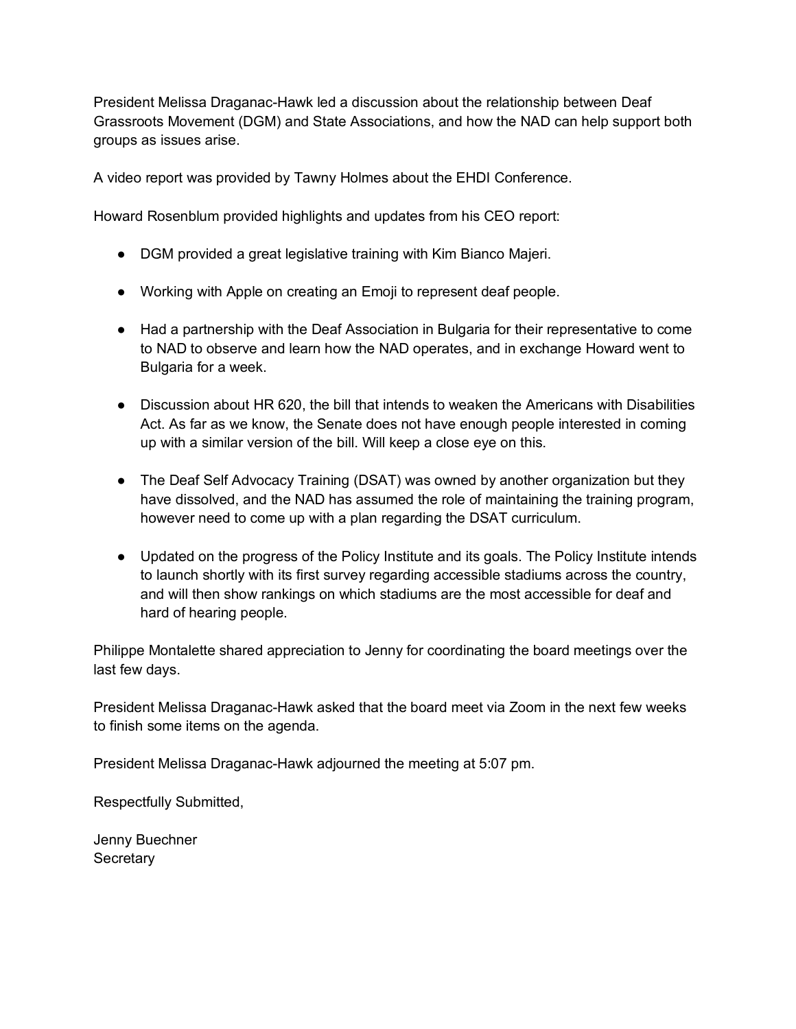President Melissa Draganac-Hawk led a discussion about the relationship between Deaf Grassroots Movement (DGM) and State Associations, and how the NAD can help support both groups as issues arise.

A video report was provided by Tawny Holmes about the EHDI Conference.

Howard Rosenblum provided highlights and updates from his CEO report:

- DGM provided a great legislative training with Kim Bianco Majeri.
- Working with Apple on creating an Emoji to represent deaf people.
- Had a partnership with the Deaf Association in Bulgaria for their representative to come to NAD to observe and learn how the NAD operates, and in exchange Howard went to Bulgaria for a week.
- Discussion about HR 620, the bill that intends to weaken the Americans with Disabilities Act. As far as we know, the Senate does not have enough people interested in coming up with a similar version of the bill. Will keep a close eye on this.
- The Deaf Self Advocacy Training (DSAT) was owned by another organization but they have dissolved, and the NAD has assumed the role of maintaining the training program, however need to come up with a plan regarding the DSAT curriculum.
- Updated on the progress of the Policy Institute and its goals. The Policy Institute intends to launch shortly with its first survey regarding accessible stadiums across the country, and will then show rankings on which stadiums are the most accessible for deaf and hard of hearing people.

Philippe Montalette shared appreciation to Jenny for coordinating the board meetings over the last few days.

President Melissa Draganac-Hawk asked that the board meet via Zoom in the next few weeks to finish some items on the agenda.

President Melissa Draganac-Hawk adjourned the meeting at 5:07 pm.

Respectfully Submitted,

Jenny Buechner
Secretary